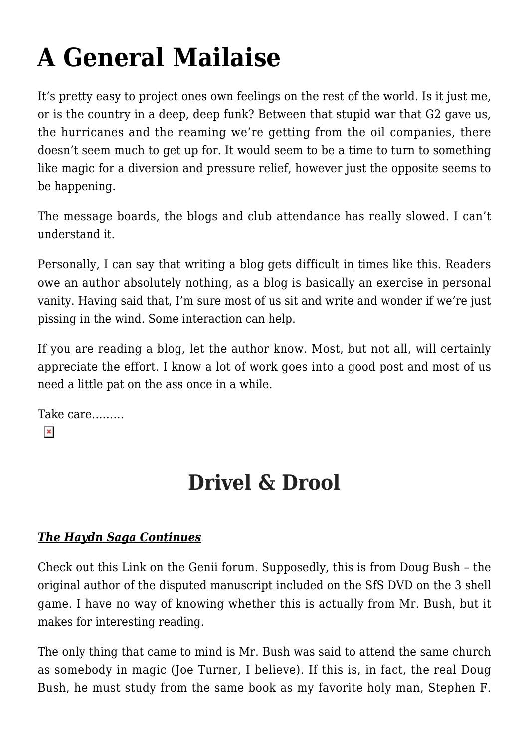# A General Mailaise

It’s pretty easy to project ones own feelings on the rest of the world. Is it just me, or is the country in a deep, deep funk? Between that stupid war that G2 gave us, the hurricanes and the reaming we’re getting from the oil companies, there doesn’t seem much to get up for. It would seem to be a time to turn to something like magic for a diversion and pressure relief, however just the opposite seems to be happening.

The message boards, the blogs and club attendance has really slowed. I can’t understand it.

Personally, I can say that writing a blog gets difficult in times like this. Readers owe an author absolutely nothing, as a blog is basically an exercise in personal vanity. Having said that, I’m sure most of us sit and write and wonder if we’re just pissing in the wind. Some interaction can help.

If you are reading a blog, let the author know. Most, but not all, will certainly appreciate the effort. I know a lot of work goes into a good post and most of us need a little pat on the ass once in a while.

Take care………

## Drivel & Drool

***The Haydn Saga Continues***

Check out this Link on the Genii forum. Supposedly, this is from Doug Bush – the original author of the disputed manuscript included on the SfS DVD on the 3 shell game. I have no way of knowing whether this is actually from Mr. Bush, but it makes for interesting reading.

The only thing that came to mind is Mr. Bush was said to attend the same church as somebody in magic (Joe Turner, I believe). If this is, in fact, the real Doug Bush, he must study from the same book as my favorite holy man, Stephen F.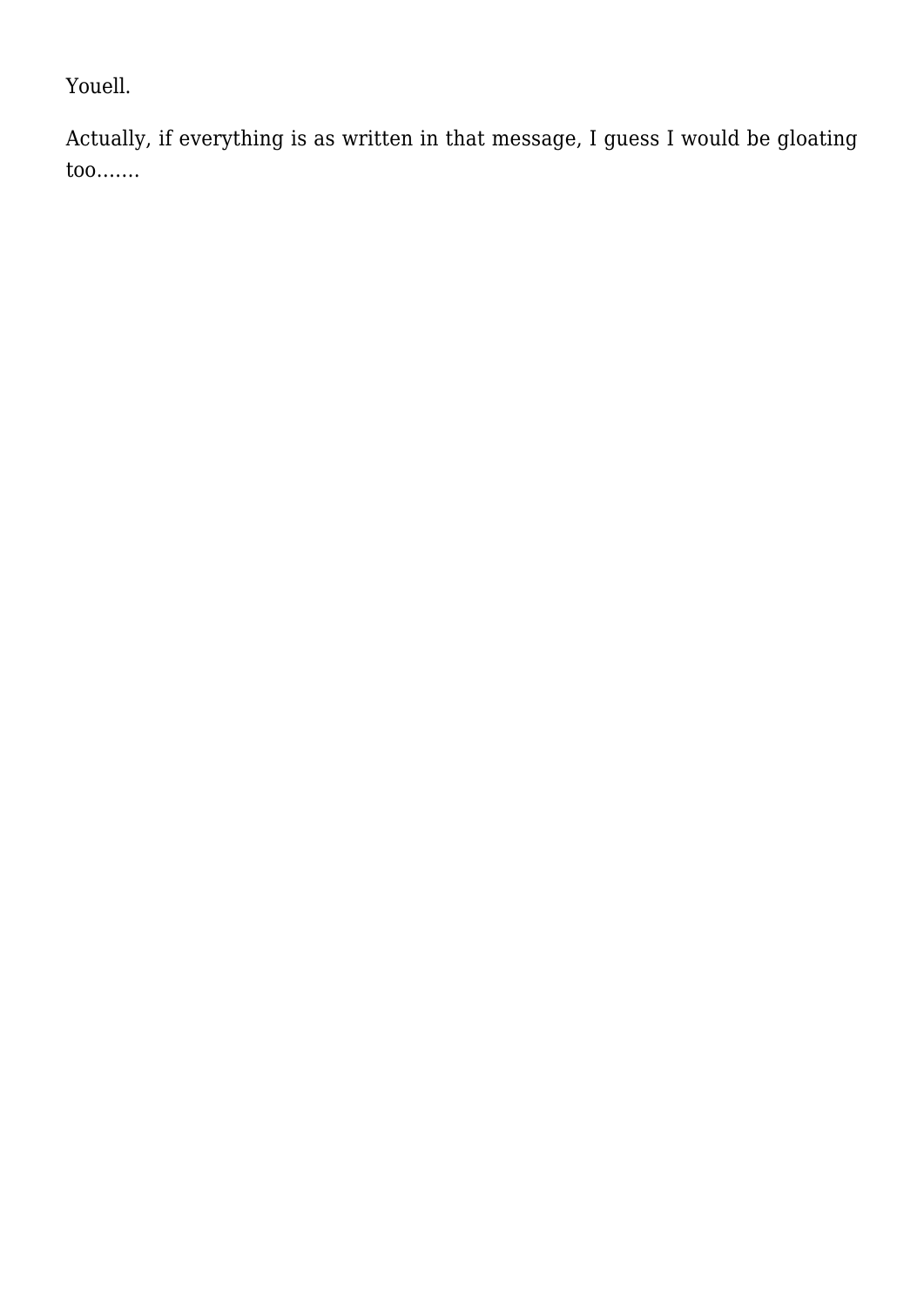Youell.

Actually, if everything is as written in that message, I guess I would be gloating too…….